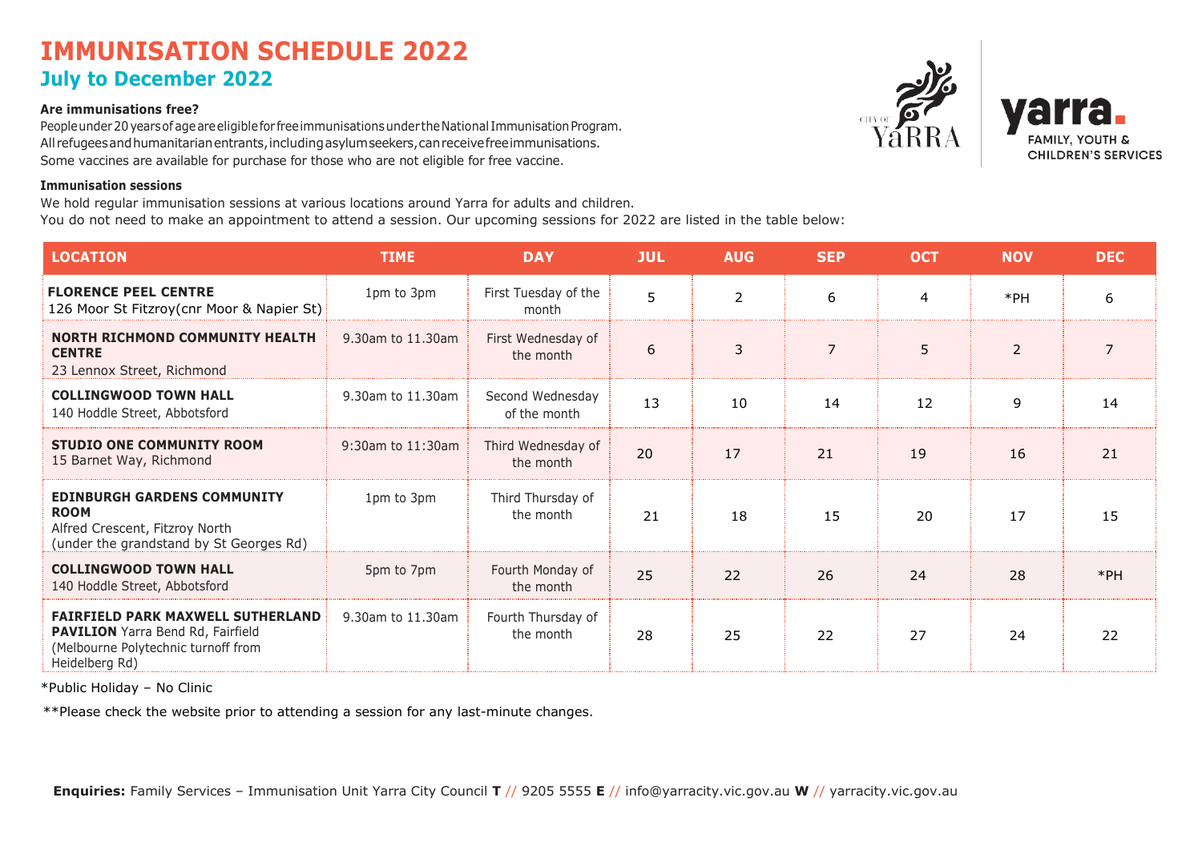# IMMUNISATION SCHEDULE 2022

## July to December 2022

**Are immunisations free?**

People under 20 years of age are eligible for free immunisations under the National Immunisation Program.
All refugees and humanitarian entrants, including asylum seekers, can receive free immunisations.
Some vaccines are available for purchase for those who are not eligible for free vaccine.

**Immunisation sessions**

We hold regular immunisation sessions at various locations around Yarra for adults and children.
You do not need to make an appointment to attend a session. Our upcoming sessions for 2022 are listed in the table below:

| LOCATION | TIME | DAY | JUL | AUG | SEP | OCT | NOV | DEC |
|---|---|---|---|---|---|---|---|---|
| **FLORENCE PEEL CENTRE** 126 Moor St Fitzroy(cnr Moor & Napier St) | 1pm to 3pm | First Tuesday of the month | 5 | 2 | 6 | 4 | *PH | 6 |
| **NORTH RICHMOND COMMUNITY HEALTH CENTRE** 23 Lennox Street, Richmond | 9.30am to 11.30am | First Wednesday of the month | 6 | 3 | 7 | 5 | 2 | 7 |
| **COLLINGWOOD TOWN HALL** 140 Hoddle Street, Abbotsford | 9.30am to 11.30am | Second Wednesday of the month | 13 | 10 | 14 | 12 | 9 | 14 |
| **STUDIO ONE COMMUNITY ROOM** 15 Barnet Way, Richmond | 9:30am to 11:30am | Third Wednesday of the month | 20 | 17 | 21 | 19 | 16 | 21 |
| **EDINBURGH GARDENS COMMUNITY ROOM** Alfred Crescent, Fitzroy North (under the grandstand by St Georges Rd) | 1pm to 3pm | Third Thursday of the month | 21 | 18 | 15 | 20 | 17 | 15 |
| **COLLINGWOOD TOWN HALL** 140 Hoddle Street, Abbotsford | 5pm to 7pm | Fourth Monday of the month | 25 | 22 | 26 | 24 | 28 | *PH |
| **FAIRFIELD PARK MAXWELL SUTHERLAND PAVILION** Yarra Bend Rd, Fairfield (Melbourne Polytechnic turnoff from Heidelberg Rd) | 9.30am to 11.30am | Fourth Thursday of the month | 28 | 25 | 22 | 27 | 24 | 22 |

*Public Holiday – No Clinic

**Please check the website prior to attending a session for any last-minute changes.

**Enquiries:** Family Services – Immunisation Unit Yarra City Council **T** // 9205 5555 **E** // info@yarracity.vic.gov.au **W** // yarracity.vic.gov.au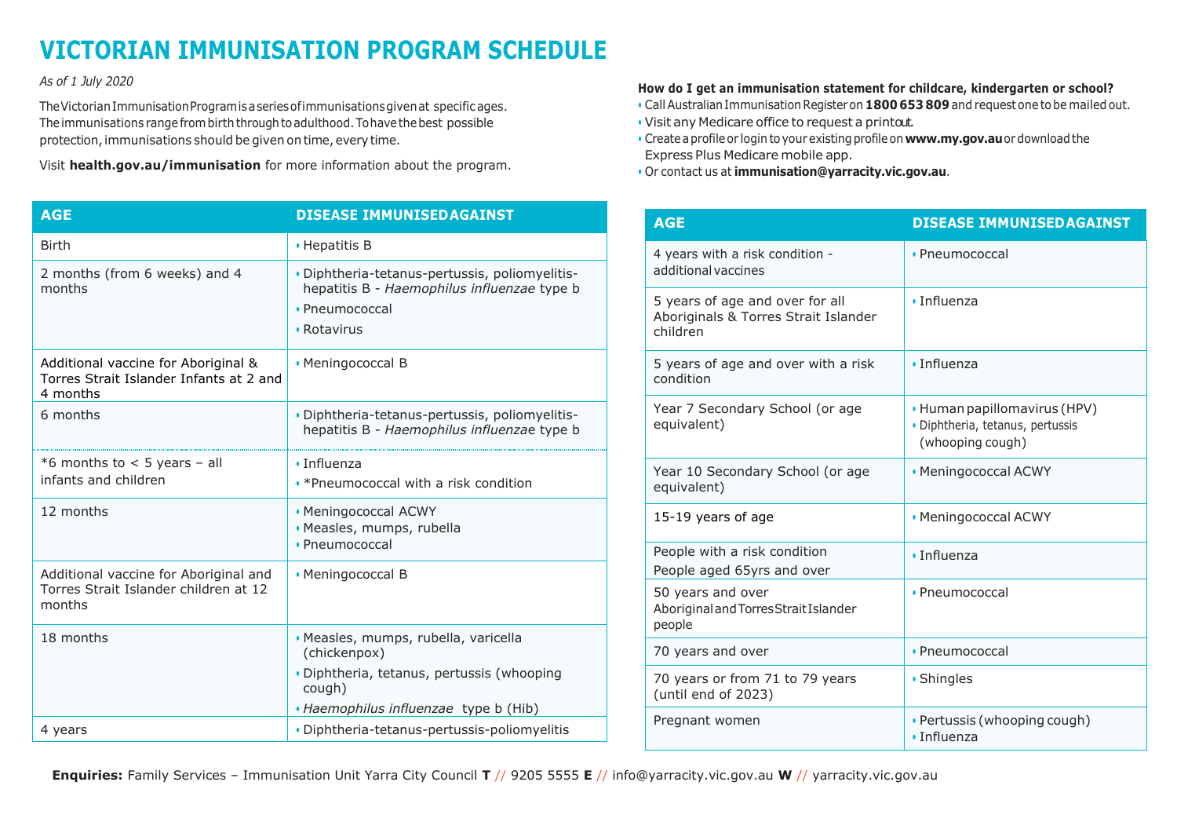# VICTORIAN IMMUNISATION PROGRAM SCHEDULE

*As of 1 July 2020*

The Victorian Immunisation Program is a series of immunisations given at specific ages. The immunisations range from birth through to adulthood. To have the best possible protection, immunisations should be given on time, every time.

Visit **health.gov.au/immunisation** for more information about the program.

| AGE | DISEASE IMMUNISEDAGAINST |
|---|---|
| Birth | • Hepatitis B |
| 2 months (from 6 weeks) and 4 months | • Diphtheria-tetanus-pertussis, poliomyelitis-hepatitis B - *Haemophilus influenzae* type b<br>• Pneumococcal<br>• Rotavirus |
| Additional vaccine for Aboriginal & Torres Strait Islander Infants at 2 and 4 months | • Meningococcal B |
| 6 months | • Diphtheria-tetanus-pertussis, poliomyelitis-hepatitis B - *Haemophilus influenzae* type b |
| *6 months to < 5 years – all infants and children | • Influenza<br>• *Pneumococcal with a risk condition |
| 12 months | • Meningococcal ACWY<br>• Measles, mumps, rubella<br>• Pneumococcal |
| Additional vaccine for Aboriginal and Torres Strait Islander children at 12 months | • Meningococcal B |
| 18 months | • Measles, mumps, rubella, varicella (chickenpox)<br>• Diphtheria, tetanus, pertussis (whooping cough)<br>• *Haemophilus influenzae* type b (Hib) |
| 4 years | • Diphtheria-tetanus-pertussis-poliomyelitis |

**How do I get an immunisation statement for childcare, kindergarten or school?**

- Call Australian Immunisation Register on **1800 653 809** and request one to be mailed out.
- Visit any Medicare office to request a printout.
- Create a profile or login to your existing profile on **www.my.gov.au** or download the Express Plus Medicare mobile app.
- Or contact us at **immunisation@yarracity.vic.gov.au**.

| AGE | DISEASE IMMUNISEDAGAINST |
|---|---|
| 4 years with a risk condition - additional vaccines | • Pneumococcal |
| 5 years of age and over for all Aboriginals & Torres Strait Islander children | • Influenza |
| 5 years of age and over with a risk condition | • Influenza |
| Year 7 Secondary School (or age equivalent) | • Human papillomavirus (HPV)<br>• Diphtheria, tetanus, pertussis (whooping cough) |
| Year 10 Secondary School (or age equivalent) | • Meningococcal ACWY |
| 15-19 years of age | • Meningococcal ACWY |
| People with a risk condition<br>People aged 65yrs and over | • Influenza |
| 50 years and over Aboriginal and Torres Strait Islander people | • Pneumococcal |
| 70 years and over | • Pneumococcal |
| 70 years or from 71 to 79 years (until end of 2023) | • Shingles |
| Pregnant women | • Pertussis (whooping cough)<br>• Influenza |

**Enquiries:** Family Services – Immunisation Unit Yarra City Council **T** // 9205 5555 **E** // info@yarracity.vic.gov.au **W** // yarracity.vic.gov.au